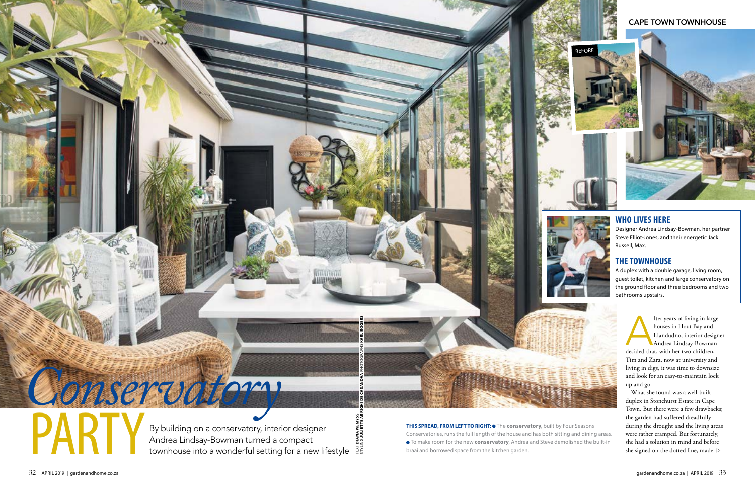# *Conservatory* PARTY

By building on a conservatory, interior designer Andrea Lindsay-Bowman turned a compact townhouse into a wonderful setting for a new lifestyle

TEXT **DIANA WEMYSS** PHOTOGRAPHS **KARL ROGERS**
STYLING **JULIETTE ARRIGHI DE CASANOVA**

**THIS SPREAD, FROM LEFT TO RIGHT:** ● The **conservatory**, built by Four Seasons Conservatories, runs the full length of the house and has both sitting and dining areas. ● To make room for the new **conservatory**, Andrea and Steve demolished the built-in braai and borrowed space from the kitchen garden.

BEFORE

## CAPE TOWN TOWNHOUSE

### WHO LIVES HERE

Designer Andrea Lindsay-Bowman, her partner Steve Elliot-Jones, and their energetic Jack Russell, Max.

### THE TOWNHOUSE

A duplex with a double garage, living room, guest toilet, kitchen and large conservatory on the ground floor and three bedrooms and two bathrooms upstairs.

After years of living in large houses in Hout Bay and Llandudno, interior designer Andrea Lindsay-Bowman decided that, with her two children, Tim and Zara, now at university and living in digs, it was time to downsize and look for an easy-to-maintain lock up and go.

What she found was a well-built duplex in Stonehurst Estate in Cape Town. But there were a few drawbacks; the garden had suffered dreadfully during the drought and the living areas were rather cramped. But fortunately, she had a solution in mind and before she signed on the dotted line, made ▷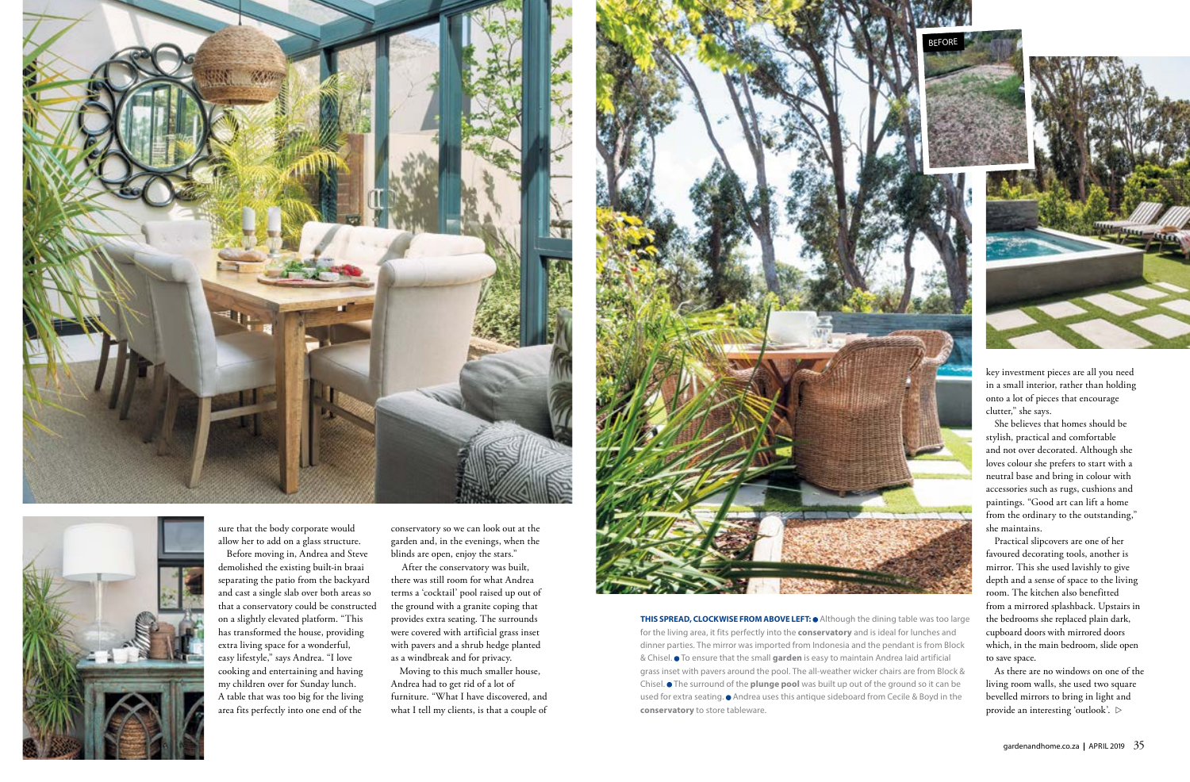sure that the body corporate would allow her to add on a glass structure.

Before moving in, Andrea and Steve demolished the existing built-in braai separating the patio from the backyard and cast a single slab over both areas so that a conservatory could be constructed on a slightly elevated platform. "This has transformed the house, providing extra living space for a wonderful, easy lifestyle," says Andrea. "I love cooking and entertaining and having my children over for Sunday lunch. A table that was too big for the living area fits perfectly into one end of the conservatory so we can look out at the garden and, in the evenings, when the blinds are open, enjoy the stars."

After the conservatory was built, there was still room for what Andrea terms a 'cocktail' pool raised up out of the ground with a granite coping that provides extra seating. The surrounds were covered with artificial grass inset with pavers and a shrub hedge planted as a windbreak and for privacy.

Moving to this much smaller house, Andrea had to get rid of a lot of furniture. "What I have discovered, and what I tell my clients, is that a couple of key investment pieces are all you need in a small interior, rather than holding onto a lot of pieces that encourage clutter," she says.

She believes that homes should be stylish, practical and comfortable and not over decorated. Although she loves colour she prefers to start with a neutral base and bring in colour with accessories such as rugs, cushions and paintings. "Good art can lift a home from the ordinary to the outstanding," she maintains.

Practical slipcovers are one of her favoured decorating tools, another is mirror. This she used lavishly to give depth and a sense of space to the living room. The kitchen also benefitted from a mirrored splashback. Upstairs in the bedrooms she replaced plain dark, cupboard doors with mirrored doors which, in the main bedroom, slide open to save space.

As there are no windows on one of the living room walls, she used two square bevelled mirrors to bring in light and provide an interesting 'outlook'. ▷

BEFORE

**THIS SPREAD, CLOCKWISE FROM ABOVE LEFT:** ● Although the dining table was too large for the living area, it fits perfectly into the **conservatory** and is ideal for lunches and dinner parties. The mirror was imported from Indonesia and the pendant is from Block & Chisel. ● To ensure that the small **garden** is easy to maintain Andrea laid artificial grass inset with pavers around the pool. The all-weather wicker chairs are from Block & Chisel. ● The surround of the **plunge pool** was built up out of the ground so it can be used for extra seating. ● Andrea uses this antique sideboard from Cecile & Boyd in the **conservatory** to store tableware.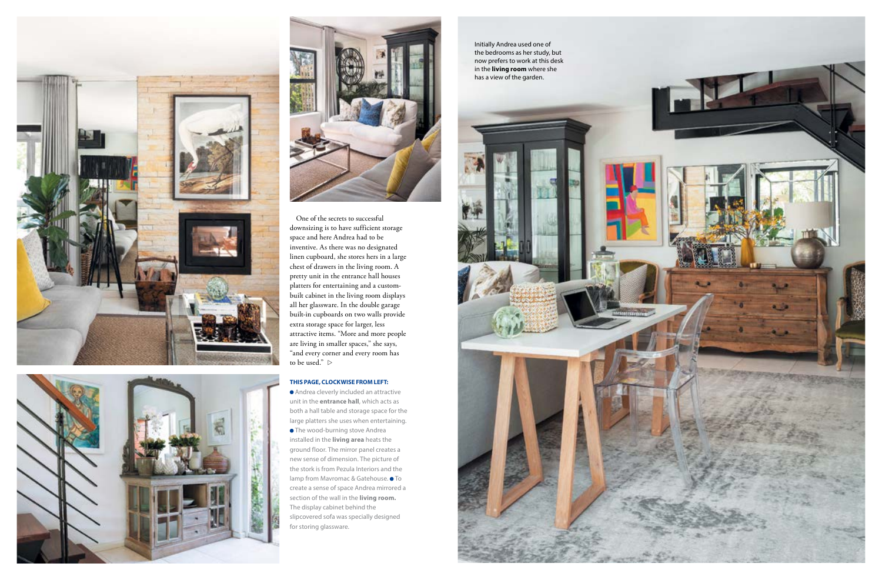One of the secrets to successful downsizing is to have sufficient storage space and here Andrea had to be inventive. As there was no designated linen cupboard, she stores hers in a large chest of drawers in the living room. A pretty unit in the entrance hall houses platters for entertaining and a custom-built cabinet in the living room displays all her glassware. In the double garage built-in cupboards on two walls provide extra storage space for larger, less attractive items. "More and more people are living in smaller spaces," she says, "and every corner and every room has to be used." ▷

**THIS PAGE, CLOCKWISE FROM LEFT:**

- Andrea cleverly included an attractive unit in the **entrance hall**, which acts as both a hall table and storage space for the large platters she uses when entertaining.
- The wood-burning stove Andrea installed in the **living area** heats the ground floor. The mirror panel creates a new sense of dimension. The picture of the stork is from Pezula Interiors and the lamp from Mavromac & Gatehouse.
- To create a sense of space Andrea mirrored a section of the wall in the **living room.** The display cabinet behind the slipcovered sofa was specially designed for storing glassware.

Initially Andrea used one of the bedrooms as her study, but now prefers to work at this desk in the **living room** where she has a view of the garden.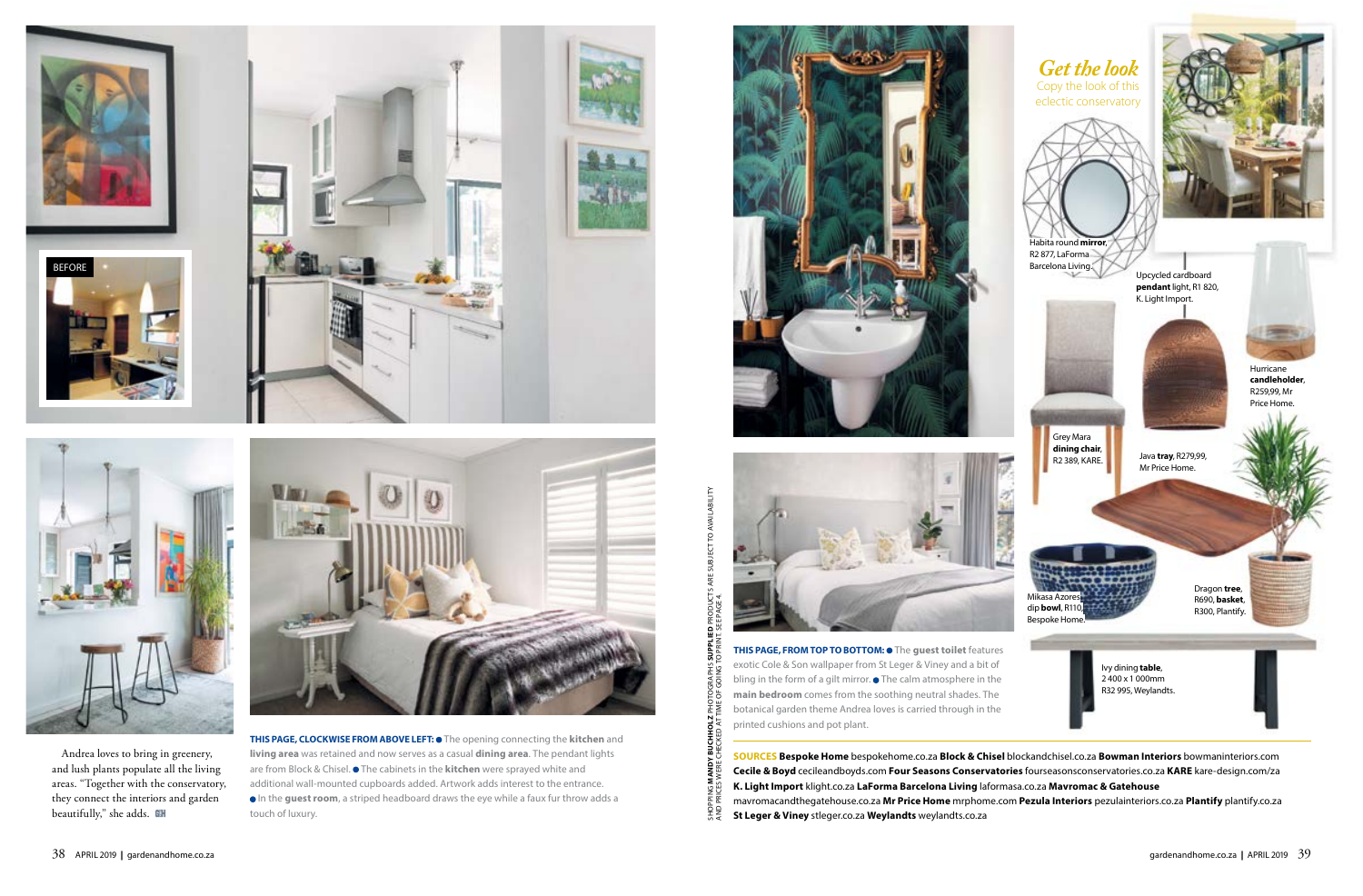BEFORE

Andrea loves to bring in greenery, and lush plants populate all the living areas. "Together with the conservatory, they connect the interiors and garden beautifully," she adds.

**THIS PAGE, CLOCKWISE FROM ABOVE LEFT:** ● The opening connecting the **kitchen** and **living area** was retained and now serves as a casual **dining area**. The pendant lights are from Block & Chisel. ● The cabinets in the **kitchen** were sprayed white and additional wall-mounted cupboards added. Artwork adds interest to the entrance. ● In the **guest room**, a striped headboard draws the eye while a faux fur throw adds a touch of luxury.

SHOPPING **MANDY BUCHHOLZ** PHOTOGRAPHS **SUPPLIED** PRODUCTS ARE SUBJECT TO AVAILABILITY AND PRICES WERE CHECKED AT TIME OF GOING TO PRINT. SEE PAGE 4.

**THIS PAGE, FROM TOP TO BOTTOM:** ● The **guest toilet** features exotic Cole & Son wallpaper from St Leger & Viney and a bit of bling in the form of a gilt mirror. ● The calm atmosphere in the **main bedroom** comes from the soothing neutral shades. The botanical garden theme Andrea loves is carried through in the printed cushions and pot plant.

## *Get the look*

Copy the look of this eclectic conservatory

Habita round **mirror**, R2 877, LaForma Barcelona Living.

Upcycled cardboard **pendant** light, R1 820, K. Light Import.

Hurricane **candleholder**, R259,99, Mr Price Home.

Grey Mara **dining chair**, R2 389, KARE.

Java **tray**, R279,99, Mr Price Home.

Mikasa Azores dip **bowl**, R110, Bespoke Home.

Dragon **tree**, R690, **basket**, R300, Plantify.

Ivy dining **table**, 2 400 x 1 000mm R32 995, Weylandts.

**SOURCES Bespoke Home** bespokehome.co.za **Block & Chisel** blockandchisel.co.za **Bowman Interiors** bowmaninteriors.com **Cecile & Boyd** cecileandboyds.com **Four Seasons Conservatories** fourseasonsconservatories.co.za **KARE** kare-design.com/za **K. Light Import** klight.co.za **LaForma Barcelona Living** laformasa.co.za **Mavromac & Gatehouse** mavromacandthegatehouse.co.za **Mr Price Home** mrphome.com **Pezula Interiors** pezulainteriors.co.za **Plantify** plantify.co.za **St Leger & Viney** stleger.co.za **Weylandts** weylandts.co.za